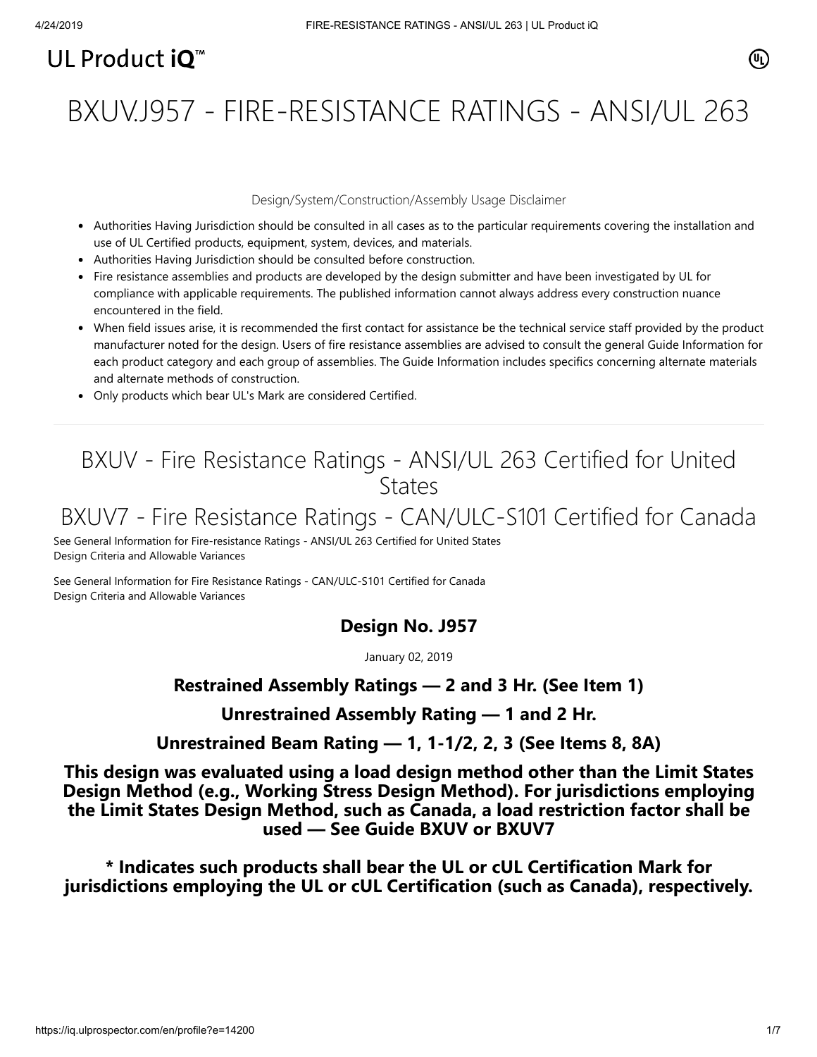UL Product iQ™

# BXUV.J957 - FIRE-RESISTANCE RATINGS - ANSI/UL 263

Design/System/Construction/Assembly Usage Disclaimer

- Authorities Having Jurisdiction should be consulted in all cases as to the particular requirements covering the installation and use of UL Certified products, equipment, system, devices, and materials.
- Authorities Having Jurisdiction should be consulted before construction.
- Fire resistance assemblies and products are developed by the design submitter and have been investigated by UL for compliance with applicable requirements. The published information cannot always address every construction nuance encountered in the field.
- When field issues arise, it is recommended the first contact for assistance be the technical service staff provided by the product manufacturer noted for the design. Users of fire resistance assemblies are advised to consult the general Guide Information for each product category and each group of assemblies. The Guide Information includes specifics concerning alternate materials and alternate methods of construction.
- Only products which bear UL's Mark are considered Certified.

## BXUV - Fire Resistance Ratings - ANSI/UL 263 Certified for United States

## BXUV7 - Fire Resistance Ratings - CAN/ULC-S101 Certified for Canada

See General Information for Fire-resistance Ratings - ANSI/UL 263 Certified for United States
Design Criteria and Allowable Variances

See General Information for Fire Resistance Ratings - CAN/ULC-S101 Certified for Canada
Design Criteria and Allowable Variances

### Design No. J957

January 02, 2019

### Restrained Assembly Ratings — 2 and 3 Hr. (See Item 1)

### Unrestrained Assembly Rating — 1 and 2 Hr.

### Unrestrained Beam Rating — 1, 1-1/2, 2, 3 (See Items 8, 8A)

### This design was evaluated using a load design method other than the Limit States Design Method (e.g., Working Stress Design Method). For jurisdictions employing the Limit States Design Method, such as Canada, a load restriction factor shall be used — See Guide BXUV or BXUV7

### * Indicates such products shall bear the UL or cUL Certification Mark for jurisdictions employing the UL or cUL Certification (such as Canada), respectively.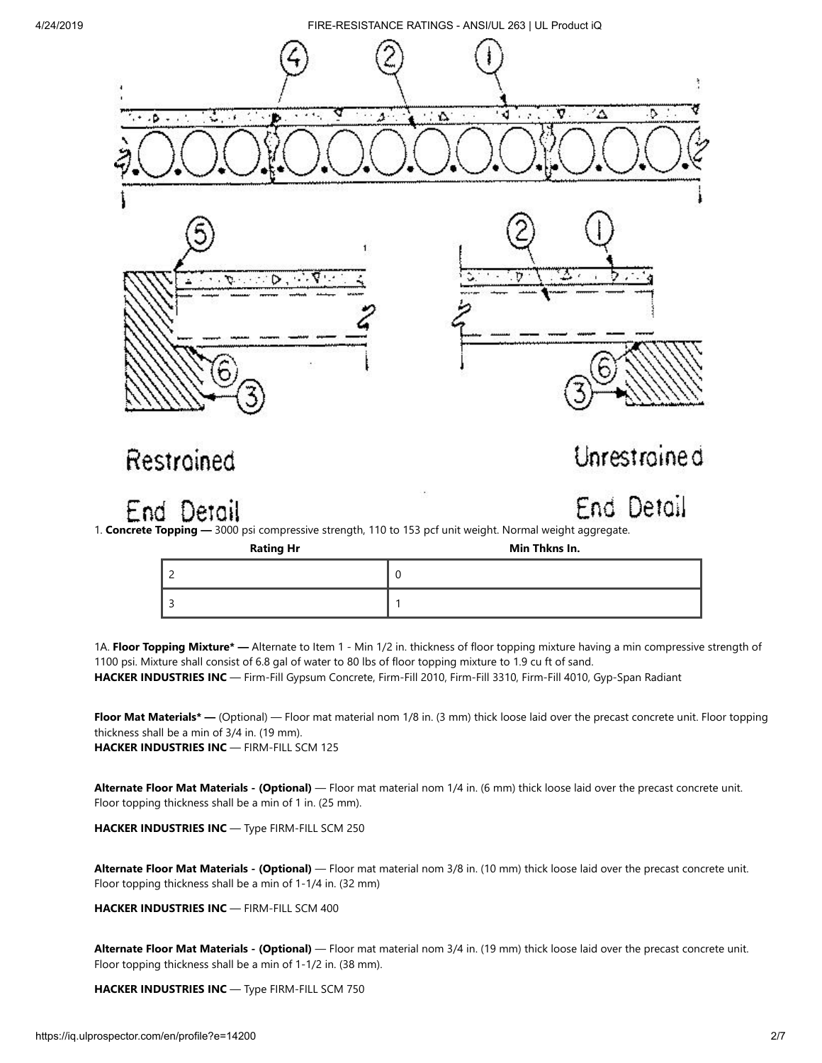1. **Concrete Topping —** 3000 psi compressive strength, 110 to 153 pcf unit weight. Normal weight aggregate.

| Rating Hr | Min Thkns In. |
| --- | --- |
| 2 | 0 |
| 3 | 1 |

1A. **Floor Topping Mixture* —** Alternate to Item 1 - Min 1/2 in. thickness of floor topping mixture having a min compressive strength of 1100 psi. Mixture shall consist of 6.8 gal of water to 80 lbs of floor topping mixture to 1.9 cu ft of sand.
**HACKER INDUSTRIES INC** — Firm-Fill Gypsum Concrete, Firm-Fill 2010, Firm-Fill 3310, Firm-Fill 4010, Gyp-Span Radiant

**Floor Mat Materials* —** (Optional) — Floor mat material nom 1/8 in. (3 mm) thick loose laid over the precast concrete unit. Floor topping thickness shall be a min of 3/4 in. (19 mm).
**HACKER INDUSTRIES INC** — FIRM-FILL SCM 125

**Alternate Floor Mat Materials - (Optional)** — Floor mat material nom 1/4 in. (6 mm) thick loose laid over the precast concrete unit. Floor topping thickness shall be a min of 1 in. (25 mm).

**HACKER INDUSTRIES INC** — Type FIRM-FILL SCM 250

**Alternate Floor Mat Materials - (Optional)** — Floor mat material nom 3/8 in. (10 mm) thick loose laid over the precast concrete unit. Floor topping thickness shall be a min of 1-1/4 in. (32 mm)

**HACKER INDUSTRIES INC** — FIRM-FILL SCM 400

**Alternate Floor Mat Materials - (Optional)** — Floor mat material nom 3/4 in. (19 mm) thick loose laid over the precast concrete unit. Floor topping thickness shall be a min of 1-1/2 in. (38 mm).

**HACKER INDUSTRIES INC** — Type FIRM-FILL SCM 750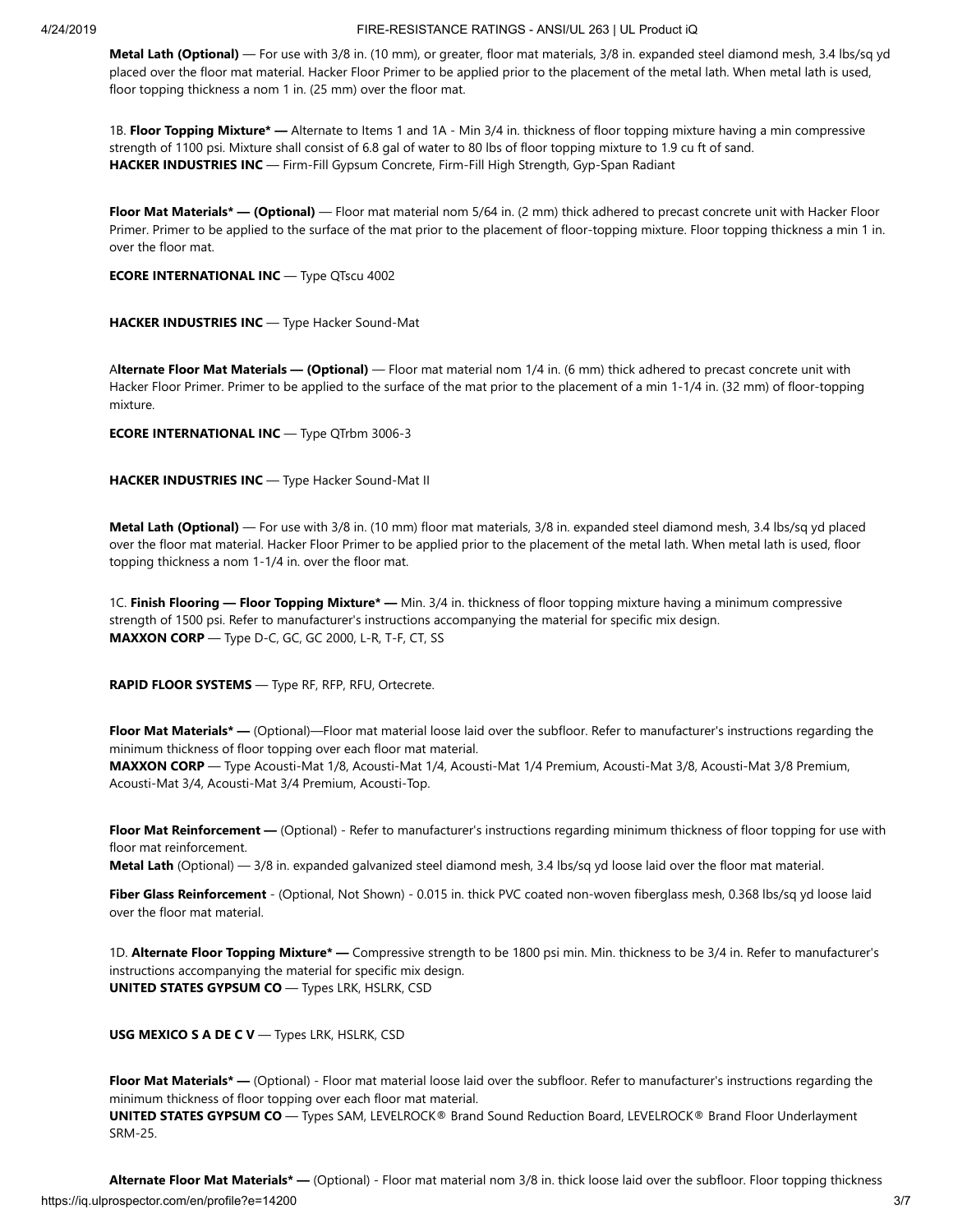**Metal Lath (Optional)** — For use with 3/8 in. (10 mm), or greater, floor mat materials, 3/8 in. expanded steel diamond mesh, 3.4 lbs/sq yd placed over the floor mat material. Hacker Floor Primer to be applied prior to the placement of the metal lath. When metal lath is used, floor topping thickness a nom 1 in. (25 mm) over the floor mat.

1B. **Floor Topping Mixture* —** Alternate to Items 1 and 1A - Min 3/4 in. thickness of floor topping mixture having a min compressive strength of 1100 psi. Mixture shall consist of 6.8 gal of water to 80 lbs of floor topping mixture to 1.9 cu ft of sand.
**HACKER INDUSTRIES INC** — Firm-Fill Gypsum Concrete, Firm-Fill High Strength, Gyp-Span Radiant

**Floor Mat Materials* — (Optional)** — Floor mat material nom 5/64 in. (2 mm) thick adhered to precast concrete unit with Hacker Floor Primer. Primer to be applied to the surface of the mat prior to the placement of floor-topping mixture. Floor topping thickness a min 1 in. over the floor mat.

**ECORE INTERNATIONAL INC** — Type QTscu 4002

**HACKER INDUSTRIES INC** — Type Hacker Sound-Mat

A**lternate Floor Mat Materials — (Optional)** — Floor mat material nom 1/4 in. (6 mm) thick adhered to precast concrete unit with Hacker Floor Primer. Primer to be applied to the surface of the mat prior to the placement of a min 1-1/4 in. (32 mm) of floor-topping mixture.

**ECORE INTERNATIONAL INC** — Type QTrbm 3006-3

**HACKER INDUSTRIES INC** — Type Hacker Sound-Mat II

**Metal Lath (Optional)** — For use with 3/8 in. (10 mm) floor mat materials, 3/8 in. expanded steel diamond mesh, 3.4 lbs/sq yd placed over the floor mat material. Hacker Floor Primer to be applied prior to the placement of the metal lath. When metal lath is used, floor topping thickness a nom 1-1/4 in. over the floor mat.

1C. **Finish Flooring — Floor Topping Mixture* —** Min. 3/4 in. thickness of floor topping mixture having a minimum compressive strength of 1500 psi. Refer to manufacturer's instructions accompanying the material for specific mix design.
**MAXXON CORP** — Type D-C, GC, GC 2000, L-R, T-F, CT, SS

**RAPID FLOOR SYSTEMS** — Type RF, RFP, RFU, Ortecrete.

**Floor Mat Materials* —** (Optional)—Floor mat material loose laid over the subfloor. Refer to manufacturer's instructions regarding the minimum thickness of floor topping over each floor mat material.
**MAXXON CORP** — Type Acousti-Mat 1/8, Acousti-Mat 1/4, Acousti-Mat 1/4 Premium, Acousti-Mat 3/8, Acousti-Mat 3/8 Premium, Acousti-Mat 3/4, Acousti-Mat 3/4 Premium, Acousti-Top.

**Floor Mat Reinforcement —** (Optional) - Refer to manufacturer's instructions regarding minimum thickness of floor topping for use with floor mat reinforcement.
**Metal Lath** (Optional) — 3/8 in. expanded galvanized steel diamond mesh, 3.4 lbs/sq yd loose laid over the floor mat material.

**Fiber Glass Reinforcement** - (Optional, Not Shown) - 0.015 in. thick PVC coated non-woven fiberglass mesh, 0.368 lbs/sq yd loose laid over the floor mat material.

1D. **Alternate Floor Topping Mixture* —** Compressive strength to be 1800 psi min. Min. thickness to be 3/4 in. Refer to manufacturer's instructions accompanying the material for specific mix design.
**UNITED STATES GYPSUM CO** — Types LRK, HSLRK, CSD

**USG MEXICO S A DE C V** — Types LRK, HSLRK, CSD

**Floor Mat Materials* —** (Optional) - Floor mat material loose laid over the subfloor. Refer to manufacturer's instructions regarding the minimum thickness of floor topping over each floor mat material.
**UNITED STATES GYPSUM CO** — Types SAM, LEVELROCK® Brand Sound Reduction Board, LEVELROCK® Brand Floor Underlayment SRM-25.

**Alternate Floor Mat Materials* —** (Optional) - Floor mat material nom 3/8 in. thick loose laid over the subfloor. Floor topping thickness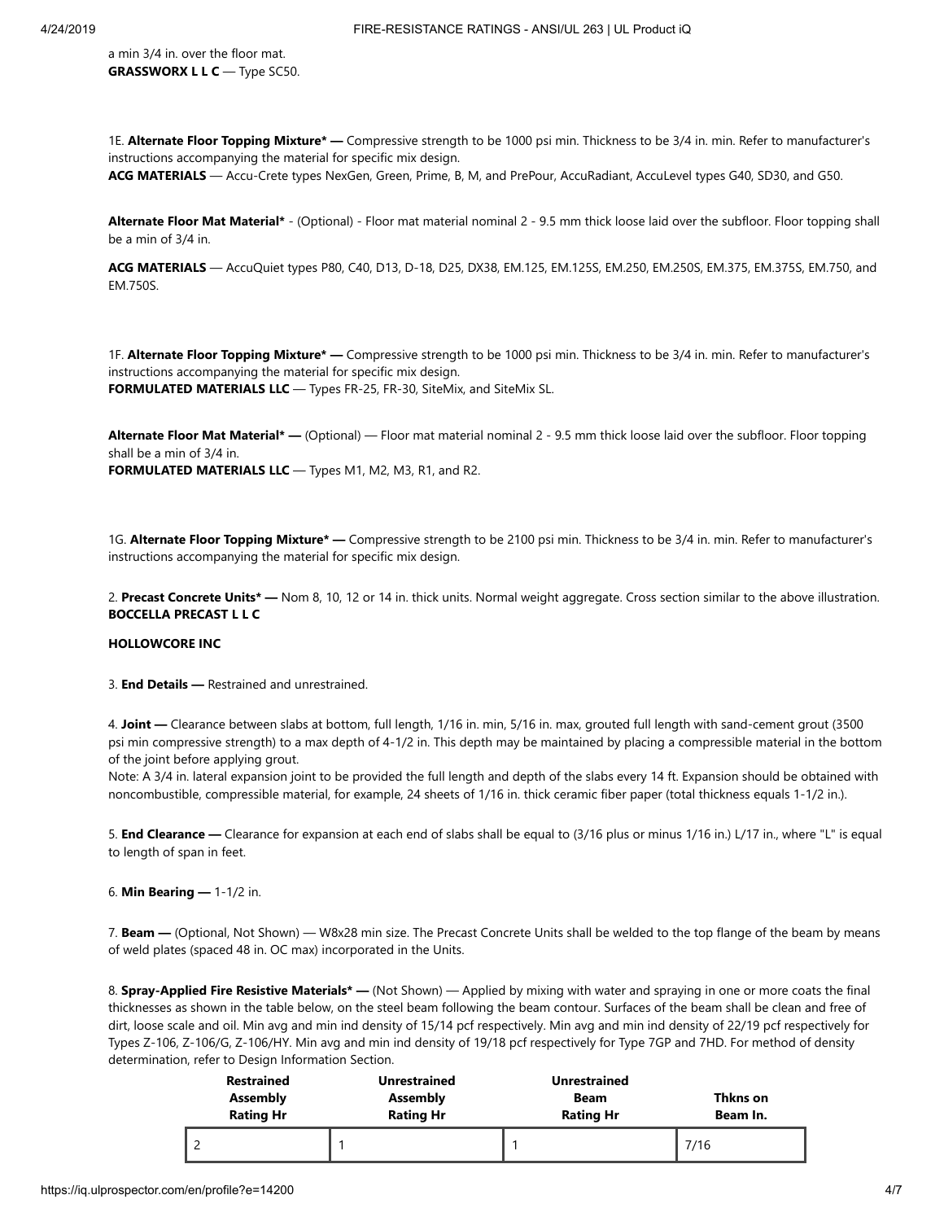a min 3/4 in. over the floor mat.
**GRASSWORX L L C** — Type SC50.

1E. **Alternate Floor Topping Mixture* —** Compressive strength to be 1000 psi min. Thickness to be 3/4 in. min. Refer to manufacturer's instructions accompanying the material for specific mix design.
**ACG MATERIALS** — Accu-Crete types NexGen, Green, Prime, B, M, and PrePour, AccuRadiant, AccuLevel types G40, SD30, and G50.

**Alternate Floor Mat Material*** - (Optional) - Floor mat material nominal 2 - 9.5 mm thick loose laid over the subfloor. Floor topping shall be a min of 3/4 in.

**ACG MATERIALS** — AccuQuiet types P80, C40, D13, D-18, D25, DX38, EM.125, EM.125S, EM.250, EM.250S, EM.375, EM.375S, EM.750, and EM.750S.

1F. **Alternate Floor Topping Mixture* —** Compressive strength to be 1000 psi min. Thickness to be 3/4 in. min. Refer to manufacturer's instructions accompanying the material for specific mix design.
**FORMULATED MATERIALS LLC** — Types FR-25, FR-30, SiteMix, and SiteMix SL.

**Alternate Floor Mat Material* —** (Optional) — Floor mat material nominal 2 - 9.5 mm thick loose laid over the subfloor. Floor topping shall be a min of 3/4 in.
**FORMULATED MATERIALS LLC** — Types M1, M2, M3, R1, and R2.

1G. **Alternate Floor Topping Mixture* —** Compressive strength to be 2100 psi min. Thickness to be 3/4 in. min. Refer to manufacturer's instructions accompanying the material for specific mix design.

2. **Precast Concrete Units* —** Nom 8, 10, 12 or 14 in. thick units. Normal weight aggregate. Cross section similar to the above illustration.
**BOCCELLA PRECAST L L C**

**HOLLOWCORE INC**

3. **End Details —** Restrained and unrestrained.

4. **Joint —** Clearance between slabs at bottom, full length, 1/16 in. min, 5/16 in. max, grouted full length with sand-cement grout (3500 psi min compressive strength) to a max depth of 4-1/2 in. This depth may be maintained by placing a compressible material in the bottom of the joint before applying grout.
Note: A 3/4 in. lateral expansion joint to be provided the full length and depth of the slabs every 14 ft. Expansion should be obtained with noncombustible, compressible material, for example, 24 sheets of 1/16 in. thick ceramic fiber paper (total thickness equals 1-1/2 in.).

5. **End Clearance —** Clearance for expansion at each end of slabs shall be equal to (3/16 plus or minus 1/16 in.) L/17 in., where "L" is equal to length of span in feet.

6. **Min Bearing —** 1-1/2 in.

7. **Beam —** (Optional, Not Shown) — W8x28 min size. The Precast Concrete Units shall be welded to the top flange of the beam by means of weld plates (spaced 48 in. OC max) incorporated in the Units.

8. **Spray-Applied Fire Resistive Materials* —** (Not Shown) — Applied by mixing with water and spraying in one or more coats the final thicknesses as shown in the table below, on the steel beam following the beam contour. Surfaces of the beam shall be clean and free of dirt, loose scale and oil. Min avg and min ind density of 15/14 pcf respectively. Min avg and min ind density of 22/19 pcf respectively for Types Z-106, Z-106/G, Z-106/HY. Min avg and min ind density of 19/18 pcf respectively for Type 7GP and 7HD. For method of density determination, refer to Design Information Section.

| Restrained Assembly Rating Hr | Unrestrained Assembly Rating Hr | Unrestrained Beam Rating Hr | Thkns on Beam In. |
|---|---|---|---|
| 2 | 1 | 1 | 7/16 |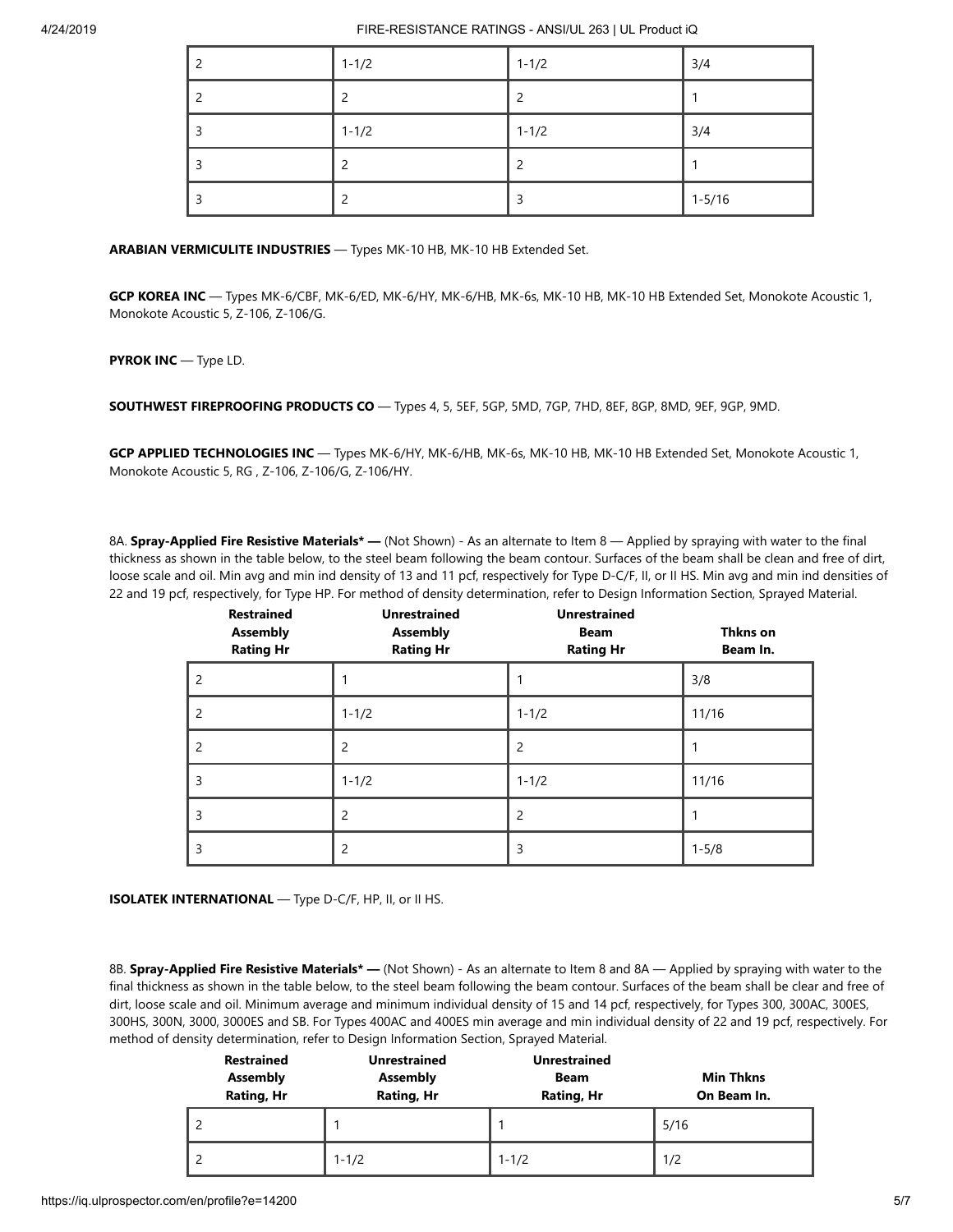| | | | |
|---|---|---|---|
| 2 | 1-1/2 | 1-1/2 | 3/4 |
| 2 | 2 | 2 | 1 |
| 3 | 1-1/2 | 1-1/2 | 3/4 |
| 3 | 2 | 2 | 1 |
| 3 | 2 | 3 | 1-5/16 |

**ARABIAN VERMICULITE INDUSTRIES** — Types MK-10 HB, MK-10 HB Extended Set.

**GCP KOREA INC** — Types MK-6/CBF, MK-6/ED, MK-6/HY, MK-6/HB, MK-6s, MK-10 HB, MK-10 HB Extended Set, Monokote Acoustic 1, Monokote Acoustic 5, Z-106, Z-106/G.

**PYROK INC** — Type LD.

**SOUTHWEST FIREPROOFING PRODUCTS CO** — Types 4, 5, 5EF, 5GP, 5MD, 7GP, 7HD, 8EF, 8GP, 8MD, 9EF, 9GP, 9MD.

**GCP APPLIED TECHNOLOGIES INC** — Types MK-6/HY, MK-6/HB, MK-6s, MK-10 HB, MK-10 HB Extended Set, Monokote Acoustic 1, Monokote Acoustic 5, RG , Z-106, Z-106/G, Z-106/HY.

8A. **Spray-Applied Fire Resistive Materials\* —** (Not Shown) - As an alternate to Item 8 — Applied by spraying with water to the final thickness as shown in the table below, to the steel beam following the beam contour. Surfaces of the beam shall be clean and free of dirt, loose scale and oil. Min avg and min ind density of 13 and 11 pcf, respectively for Type D-C/F, II, or II HS. Min avg and min ind densities of 22 and 19 pcf, respectively, for Type HP. For method of density determination, refer to Design Information Section, Sprayed Material.

| Restrained Assembly Rating Hr | Unrestrained Assembly Rating Hr | Unrestrained Beam Rating Hr | Thkns on Beam In. |
|---|---|---|---|
| 2 | 1 | 1 | 3/8 |
| 2 | 1-1/2 | 1-1/2 | 11/16 |
| 2 | 2 | 2 | 1 |
| 3 | 1-1/2 | 1-1/2 | 11/16 |
| 3 | 2 | 2 | 1 |
| 3 | 2 | 3 | 1-5/8 |

**ISOLATEK INTERNATIONAL** — Type D-C/F, HP, II, or II HS.

8B. **Spray-Applied Fire Resistive Materials\* —** (Not Shown) - As an alternate to Item 8 and 8A — Applied by spraying with water to the final thickness as shown in the table below, to the steel beam following the beam contour. Surfaces of the beam shall be clear and free of dirt, loose scale and oil. Minimum average and minimum individual density of 15 and 14 pcf, respectively, for Types 300, 300AC, 300ES, 300HS, 300N, 3000, 3000ES and SB. For Types 400AC and 400ES min average and min individual density of 22 and 19 pcf, respectively. For method of density determination, refer to Design Information Section, Sprayed Material.

| Restrained Assembly Rating, Hr | Unrestrained Assembly Rating, Hr | Unrestrained Beam Rating, Hr | Min Thkns On Beam In. |
|---|---|---|---|
| 2 | 1 | 1 | 5/16 |
| 2 | 1-1/2 | 1-1/2 | 1/2 |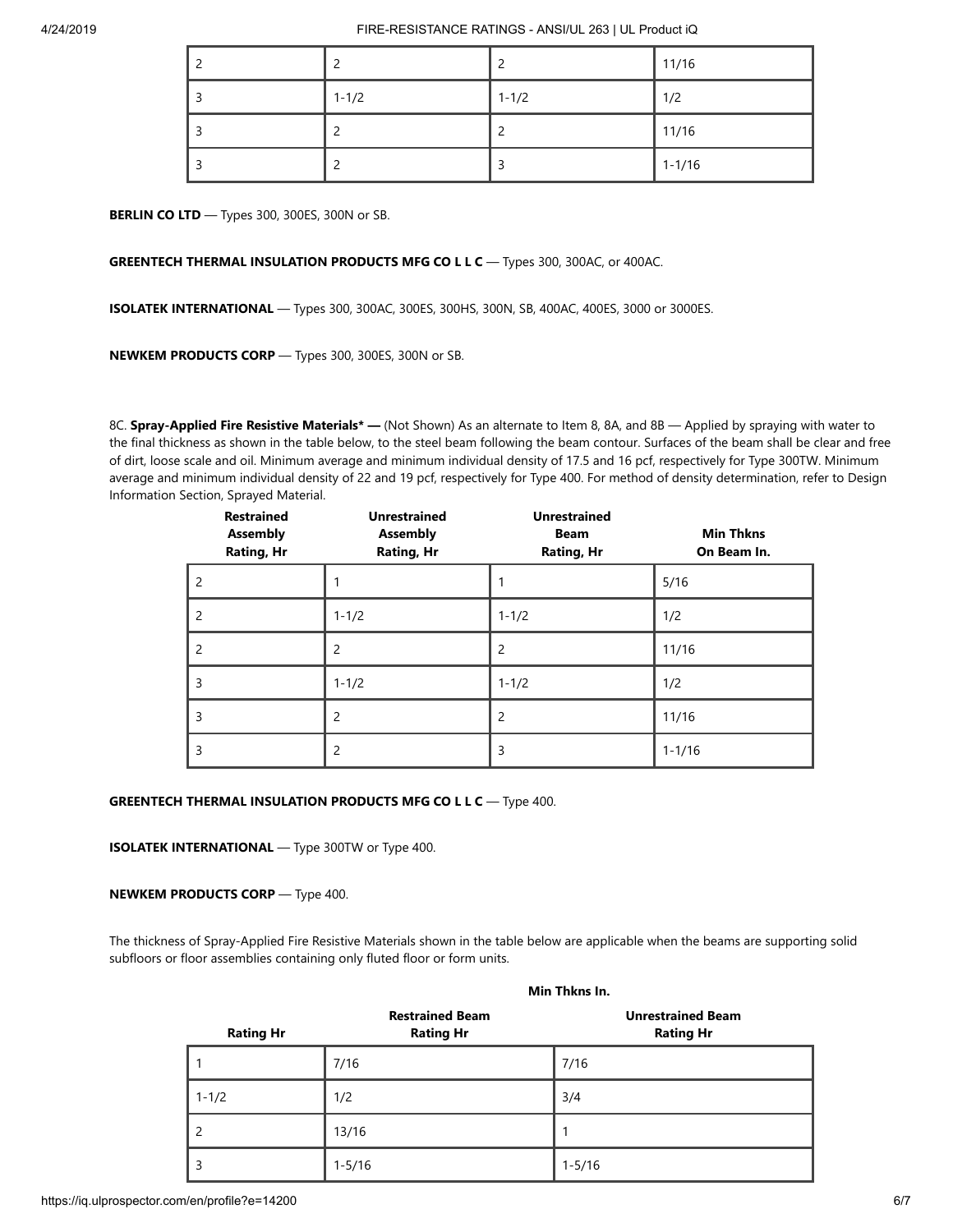| | | | |
|---|---|---|---|
| 2 | 2 | 2 | 11/16 |
| 3 | 1-1/2 | 1-1/2 | 1/2 |
| 3 | 2 | 2 | 11/16 |
| 3 | 2 | 3 | 1-1/16 |

**BERLIN CO LTD** — Types 300, 300ES, 300N or SB.

**GREENTECH THERMAL INSULATION PRODUCTS MFG CO L L C** — Types 300, 300AC, or 400AC.

**ISOLATEK INTERNATIONAL** — Types 300, 300AC, 300ES, 300HS, 300N, SB, 400AC, 400ES, 3000 or 3000ES.

**NEWKEM PRODUCTS CORP** — Types 300, 300ES, 300N or SB.

8C. **Spray-Applied Fire Resistive Materials* —** (Not Shown) As an alternate to Item 8, 8A, and 8B — Applied by spraying with water to the final thickness as shown in the table below, to the steel beam following the beam contour. Surfaces of the beam shall be clear and free of dirt, loose scale and oil. Minimum average and minimum individual density of 17.5 and 16 pcf, respectively for Type 300TW. Minimum average and minimum individual density of 22 and 19 pcf, respectively for Type 400. For method of density determination, refer to Design Information Section, Sprayed Material.

| Restrained Assembly Rating, Hr | Unrestrained Assembly Rating, Hr | Unrestrained Beam Rating, Hr | Min Thkns On Beam In. |
|---|---|---|---|
| 2 | 1 | 1 | 5/16 |
| 2 | 1-1/2 | 1-1/2 | 1/2 |
| 2 | 2 | 2 | 11/16 |
| 3 | 1-1/2 | 1-1/2 | 1/2 |
| 3 | 2 | 2 | 11/16 |
| 3 | 2 | 3 | 1-1/16 |

**GREENTECH THERMAL INSULATION PRODUCTS MFG CO L L C** — Type 400.

**ISOLATEK INTERNATIONAL** — Type 300TW or Type 400.

**NEWKEM PRODUCTS CORP** — Type 400.

The thickness of Spray-Applied Fire Resistive Materials shown in the table below are applicable when the beams are supporting solid subfloors or floor assemblies containing only fluted floor or form units.

| | Min Thkns In. | |
|---|---|---|
| Rating Hr | Restrained Beam Rating Hr | Unrestrained Beam Rating Hr |
| 1 | 7/16 | 7/16 |
| 1-1/2 | 1/2 | 3/4 |
| 2 | 13/16 | 1 |
| 3 | 1-5/16 | 1-5/16 |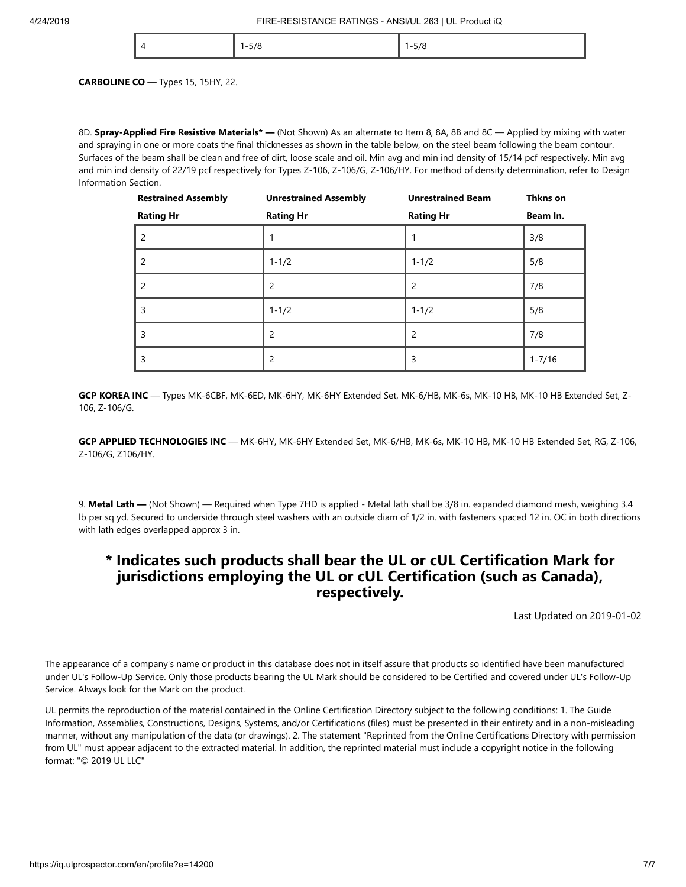| | | |
|---|---|---|
| 4 | 1-5/8 | 1-5/8 |

**CARBOLINE CO** — Types 15, 15HY, 22.

8D. **Spray-Applied Fire Resistive Materials* —** (Not Shown) As an alternate to Item 8, 8A, 8B and 8C — Applied by mixing with water and spraying in one or more coats the final thicknesses as shown in the table below, on the steel beam following the beam contour. Surfaces of the beam shall be clean and free of dirt, loose scale and oil. Min avg and min ind density of 15/14 pcf respectively. Min avg and min ind density of 22/19 pcf respectively for Types Z-106, Z-106/G, Z-106/HY. For method of density determination, refer to Design Information Section.

| Restrained Assembly Rating Hr | Unrestrained Assembly Rating Hr | Unrestrained Beam Rating Hr | Thkns on Beam In. |
|---|---|---|---|
| 2 | 1 | 1 | 3/8 |
| 2 | 1-1/2 | 1-1/2 | 5/8 |
| 2 | 2 | 2 | 7/8 |
| 3 | 1-1/2 | 1-1/2 | 5/8 |
| 3 | 2 | 2 | 7/8 |
| 3 | 2 | 3 | 1-7/16 |

**GCP KOREA INC** — Types MK-6CBF, MK-6ED, MK-6HY, MK-6HY Extended Set, MK-6/HB, MK-6s, MK-10 HB, MK-10 HB Extended Set, Z-106, Z-106/G.

**GCP APPLIED TECHNOLOGIES INC** — MK-6HY, MK-6HY Extended Set, MK-6/HB, MK-6s, MK-10 HB, MK-10 HB Extended Set, RG, Z-106, Z-106/G, Z106/HY.

9. **Metal Lath —** (Not Shown) — Required when Type 7HD is applied - Metal lath shall be 3/8 in. expanded diamond mesh, weighing 3.4 lb per sq yd. Secured to underside through steel washers with an outside diam of 1/2 in. with fasteners spaced 12 in. OC in both directions with lath edges overlapped approx 3 in.

## * Indicates such products shall bear the UL or cUL Certification Mark for jurisdictions employing the UL or cUL Certification (such as Canada), respectively.

Last Updated on 2019-01-02

The appearance of a company's name or product in this database does not in itself assure that products so identified have been manufactured under UL's Follow-Up Service. Only those products bearing the UL Mark should be considered to be Certified and covered under UL's Follow-Up Service. Always look for the Mark on the product.

UL permits the reproduction of the material contained in the Online Certification Directory subject to the following conditions: 1. The Guide Information, Assemblies, Constructions, Designs, Systems, and/or Certifications (files) must be presented in their entirety and in a non-misleading manner, without any manipulation of the data (or drawings). 2. The statement "Reprinted from the Online Certifications Directory with permission from UL" must appear adjacent to the extracted material. In addition, the reprinted material must include a copyright notice in the following format: "© 2019 UL LLC"